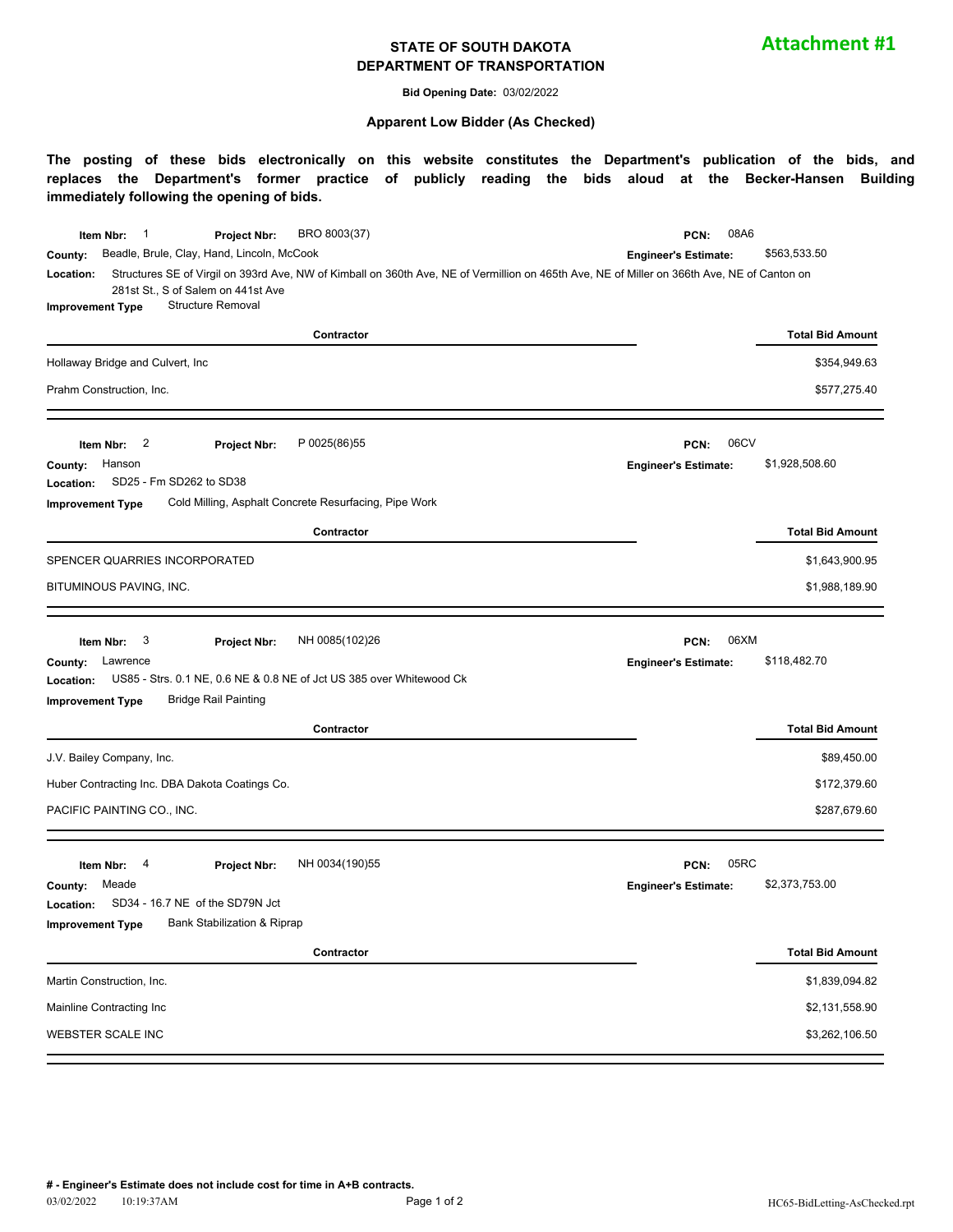**Attachment #1**

# STATE OF SOUTH DAKOTA
# DEPARTMENT OF TRANSPORTATION

**Bid Opening Date:** 03/02/2022

## Apparent Low Bidder (As Checked)

**The posting of these bids electronically on this website constitutes the Department's publication of the bids, and replaces the Department's former practice of publicly reading the bids aloud at the Becker-Hansen Building immediately following the opening of bids.**

---

**Item Nbr:** 1 **Project Nbr:** BRO 8003(37) **PCN:** 08A6
**County:** Beadle, Brule, Clay, Hand, Lincoln, McCook **Engineer's Estimate:** $563,533.50
**Location:** Structures SE of Virgil on 393rd Ave, NW of Kimball on 360th Ave, NE of Vermillion on 465th Ave, NE of Miller on 366th Ave, NE of Canton on 281st St., S of Salem on 441st Ave
**Improvement Type** Structure Removal

| Contractor | Total Bid Amount |
|---|---|
| Hollaway Bridge and Culvert, Inc | $354,949.63 |
| Prahm Construction, Inc. | $577,275.40 |

---

**Item Nbr:** 2 **Project Nbr:** P 0025(86)55 **PCN:** 06CV
**County:** Hanson **Engineer's Estimate:** $1,928,508.60
**Location:** SD25 - Fm SD262 to SD38
**Improvement Type** Cold Milling, Asphalt Concrete Resurfacing, Pipe Work

| Contractor | Total Bid Amount |
|---|---|
| SPENCER QUARRIES INCORPORATED | $1,643,900.95 |
| BITUMINOUS PAVING, INC. | $1,988,189.90 |

---

**Item Nbr:** 3 **Project Nbr:** NH 0085(102)26 **PCN:** 06XM
**County:** Lawrence **Engineer's Estimate:** $118,482.70
**Location:** US85 - Strs. 0.1 NE, 0.6 NE & 0.8 NE of Jct US 385 over Whitewood Ck
**Improvement Type** Bridge Rail Painting

| Contractor | Total Bid Amount |
|---|---|
| J.V. Bailey Company, Inc. | $89,450.00 |
| Huber Contracting Inc. DBA Dakota Coatings Co. | $172,379.60 |
| PACIFIC PAINTING CO., INC. | $287,679.60 |

---

**Item Nbr:** 4 **Project Nbr:** NH 0034(190)55 **PCN:** 05RC
**County:** Meade **Engineer's Estimate:** $2,373,753.00
**Location:** SD34 - 16.7 NE of the SD79N Jct
**Improvement Type** Bank Stabilization & Riprap

| Contractor | Total Bid Amount |
|---|---|
| Martin Construction, Inc. | $1,839,094.82 |
| Mainline Contracting Inc | $2,131,558.90 |
| WEBSTER SCALE INC | $3,262,106.50 |

---

**# - Engineer's Estimate does not include cost for time in A+B contracts.**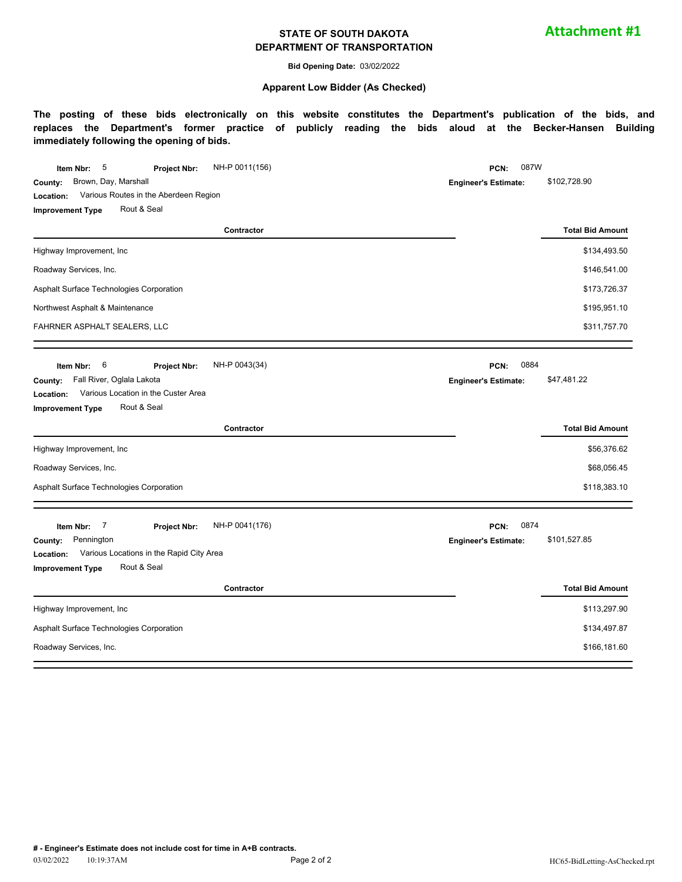**Attachment #1**

# STATE OF SOUTH DAKOTA
## DEPARTMENT OF TRANSPORTATION

**Bid Opening Date:** 03/02/2022

**Apparent Low Bidder (As Checked)**

**The posting of these bids electronically on this website constitutes the Department's publication of the bids, and replaces the Department's former practice of publicly reading the bids aloud at the Becker-Hansen Building immediately following the opening of bids.**

---

**Item Nbr:** 5 **Project Nbr:** NH-P 0011(156) **PCN:** 087W
**County:** Brown, Day, Marshall **Engineer's Estimate:** $102,728.90
**Location:** Various Routes in the Aberdeen Region
**Improvement Type** Rout & Seal

| Contractor | Total Bid Amount |
|---|---|
| Highway Improvement, Inc | $134,493.50 |
| Roadway Services, Inc. | $146,541.00 |
| Asphalt Surface Technologies Corporation | $173,726.37 |
| Northwest Asphalt & Maintenance | $195,951.10 |
| FAHRNER ASPHALT SEALERS, LLC | $311,757.70 |

---

**Item Nbr:** 6 **Project Nbr:** NH-P 0043(34) **PCN:** 0884
**County:** Fall River, Oglala Lakota **Engineer's Estimate:** $47,481.22
**Location:** Various Location in the Custer Area
**Improvement Type** Rout & Seal

| Contractor | Total Bid Amount |
|---|---|
| Highway Improvement, Inc | $56,376.62 |
| Roadway Services, Inc. | $68,056.45 |
| Asphalt Surface Technologies Corporation | $118,383.10 |

---

**Item Nbr:** 7 **Project Nbr:** NH-P 0041(176) **PCN:** 0874
**County:** Pennington **Engineer's Estimate:** $101,527.85
**Location:** Various Locations in the Rapid City Area
**Improvement Type** Rout & Seal

| Contractor | Total Bid Amount |
|---|---|
| Highway Improvement, Inc | $113,297.90 |
| Asphalt Surface Technologies Corporation | $134,497.87 |
| Roadway Services, Inc. | $166,181.60 |

---

**# - Engineer's Estimate does not include cost for time in A+B contracts.**

03/02/2022 10:19:37AM HC65-BidLetting-AsChecked.rpt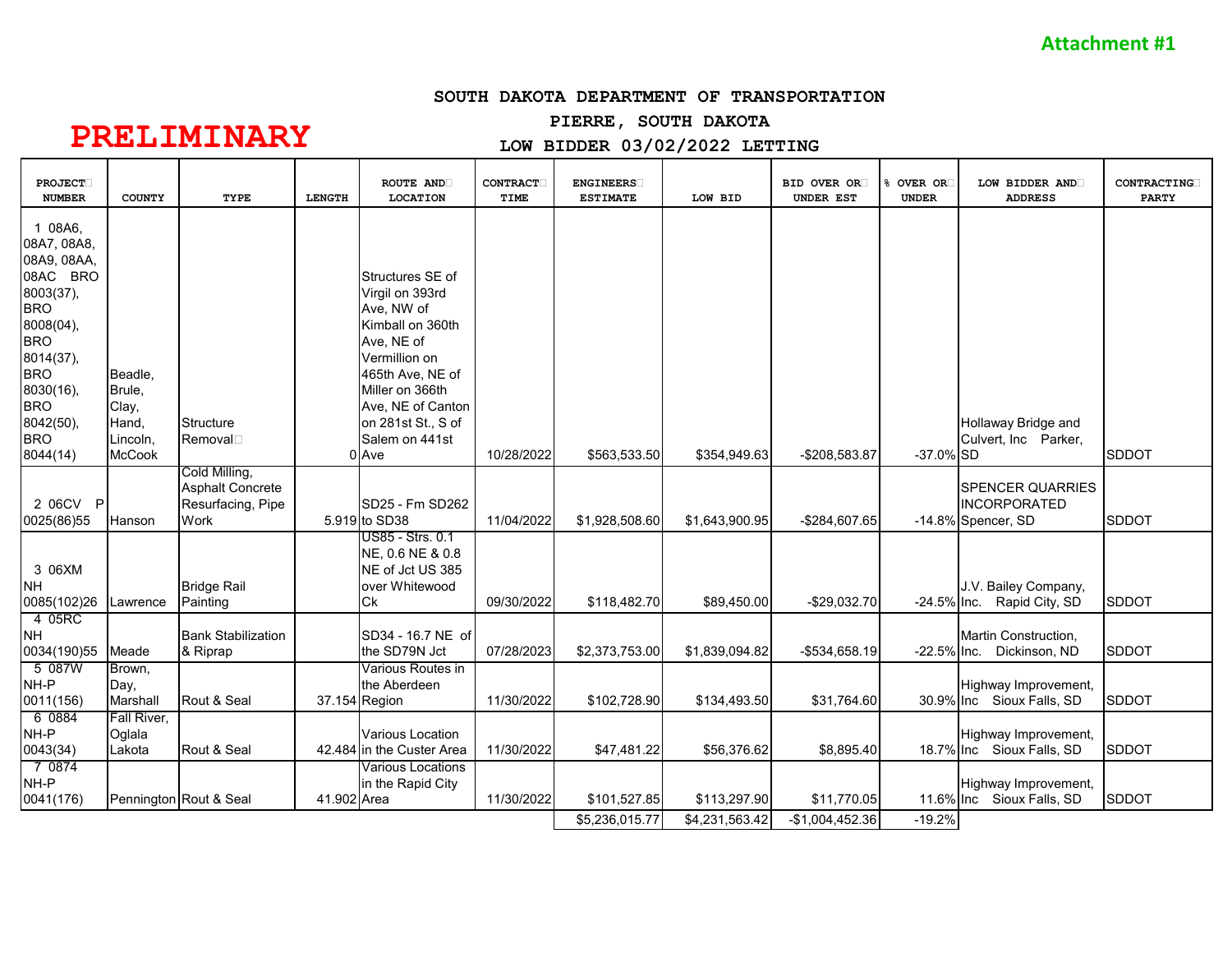**Attachment #1**

**PRELIMINARY**

# SOUTH DAKOTA DEPARTMENT OF TRANSPORTATION

## PIERRE, SOUTH DAKOTA

## LOW BIDDER 03/02/2022 LETTING

| PROJECT NUMBER | COUNTY | TYPE | LENGTH | ROUTE AND LOCATION | CONTRACT TIME | ENGINEERS ESTIMATE | LOW BID | BID OVER OR UNDER EST | % OVER OR UNDER | LOW BIDDER AND ADDRESS | CONTRACTING PARTY |
|---|---|---|---|---|---|---|---|---|---|---|---|
| 1 08A6, 08A7, 08A8, 08A9, 08AA, 08AC BRO 8003(37), BRO 8008(04), BRO 8014(37), BRO 8030(16), BRO 8042(50), BRO 8044(14) | Beadle, Brule, Clay, Hand, Lincoln, McCook | Structure Removal | 0 | Structures SE of Virgil on 393rd Ave, NW of Kimball on 360th Ave, NE of Vermillion on 465th Ave, NE of Miller on 366th Ave, NE of Canton on 281st St., S of Salem on 441st Ave | 10/28/2022 | $563,533.50 | $354,949.63 | -$208,583.87 | -37.0% | Hollaway Bridge and Culvert, Inc Parker, SD | SDDOT |
| 2 06CV P 0025(86)55 | Hanson | Cold Milling, Asphalt Concrete Resurfacing, Pipe Work | 5.919 | SD25 - Fm SD262 to SD38 | 11/04/2022 | $1,928,508.60 | $1,643,900.95 | -$284,607.65 | -14.8% | SPENCER QUARRIES INCORPORATED Spencer, SD | SDDOT |
| 3 06XM NH 0085(102)26 | Lawrence | Bridge Rail Painting | | US85 - Strs. 0.1 NE, 0.6 NE & 0.8 NE of Jct US 385 over Whitewood Ck | 09/30/2022 | $118,482.70 | $89,450.00 | -$29,032.70 | -24.5% | J.V. Bailey Company, Inc. Rapid City, SD | SDDOT |
| 4 05RC NH 0034(190)55 | Meade | Bank Stabilization & Riprap | | SD34 - 16.7 NE of the SD79N Jct | 07/28/2023 | $2,373,753.00 | $1,839,094.82 | -$534,658.19 | -22.5% | Martin Construction, Inc. Dickinson, ND | SDDOT |
| 5 087W NH-P 0011(156) | Brown, Day, Marshall | Rout & Seal | 37.154 | Various Routes in the Aberdeen Region | 11/30/2022 | $102,728.90 | $134,493.50 | $31,764.60 | 30.9% | Highway Improvement, Inc Sioux Falls, SD | SDDOT |
| 6 0884 NH-P 0043(34) | Fall River, Oglala Lakota | Rout & Seal | 42.484 | Various Location in the Custer Area | 11/30/2022 | $47,481.22 | $56,376.62 | $8,895.40 | 18.7% | Highway Improvement, Inc Sioux Falls, SD | SDDOT |
| 7 0874 NH-P 0041(176) | Pennington | Rout & Seal | 41.902 | Various Locations in the Rapid City Area | 11/30/2022 | $101,527.85 | $113,297.90 | $11,770.05 | 11.6% | Highway Improvement, Inc Sioux Falls, SD | SDDOT |
| | | | | | | $5,236,015.77 | $4,231,563.42 | -$1,004,452.36 | -19.2% | | |